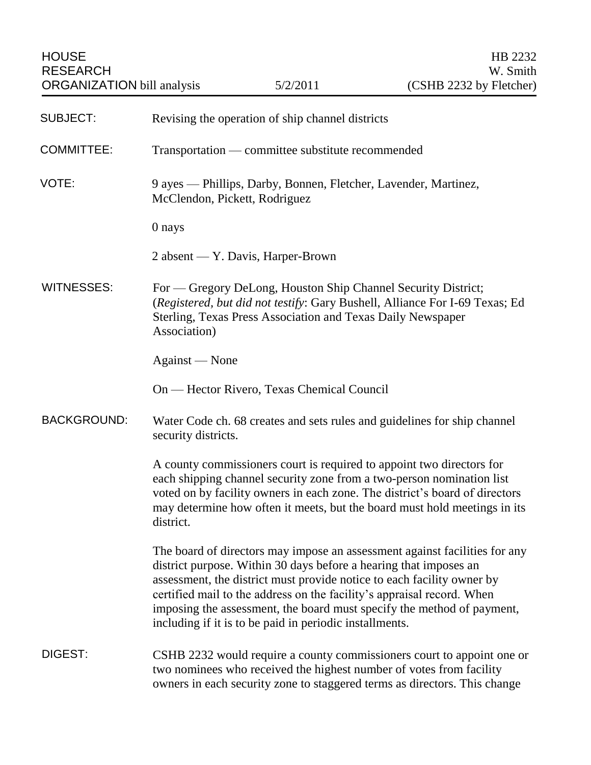HOUSE RESEARCH ORGANIZATION bill analysis — 5/2/2011 — HB 2232, W. Smith (CSHB 2232 by Fletcher)

**SUBJECT:** Revising the operation of ship channel districts

**COMMITTEE:** Transportation — committee substitute recommended

**VOTE:** 9 ayes — Phillips, Darby, Bonnen, Fletcher, Lavender, Martinez, McClendon, Pickett, Rodriguez

0 nays

2 absent — Y. Davis, Harper-Brown

**WITNESSES:** For — Gregory DeLong, Houston Ship Channel Security District; (*Registered, but did not testify*: Gary Bushell, Alliance For I-69 Texas; Ed Sterling, Texas Press Association and Texas Daily Newspaper Association)

Against — None

On — Hector Rivero, Texas Chemical Council

**BACKGROUND:** Water Code ch. 68 creates and sets rules and guidelines for ship channel security districts.

A county commissioners court is required to appoint two directors for each shipping channel security zone from a two-person nomination list voted on by facility owners in each zone. The district's board of directors may determine how often it meets, but the board must hold meetings in its district.

The board of directors may impose an assessment against facilities for any district purpose. Within 30 days before a hearing that imposes an assessment, the district must provide notice to each facility owner by certified mail to the address on the facility's appraisal record. When imposing the assessment, the board must specify the method of payment, including if it is to be paid in periodic installments.

**DIGEST:** CSHB 2232 would require a county commissioners court to appoint one or two nominees who received the highest number of votes from facility owners in each security zone to staggered terms as directors. This change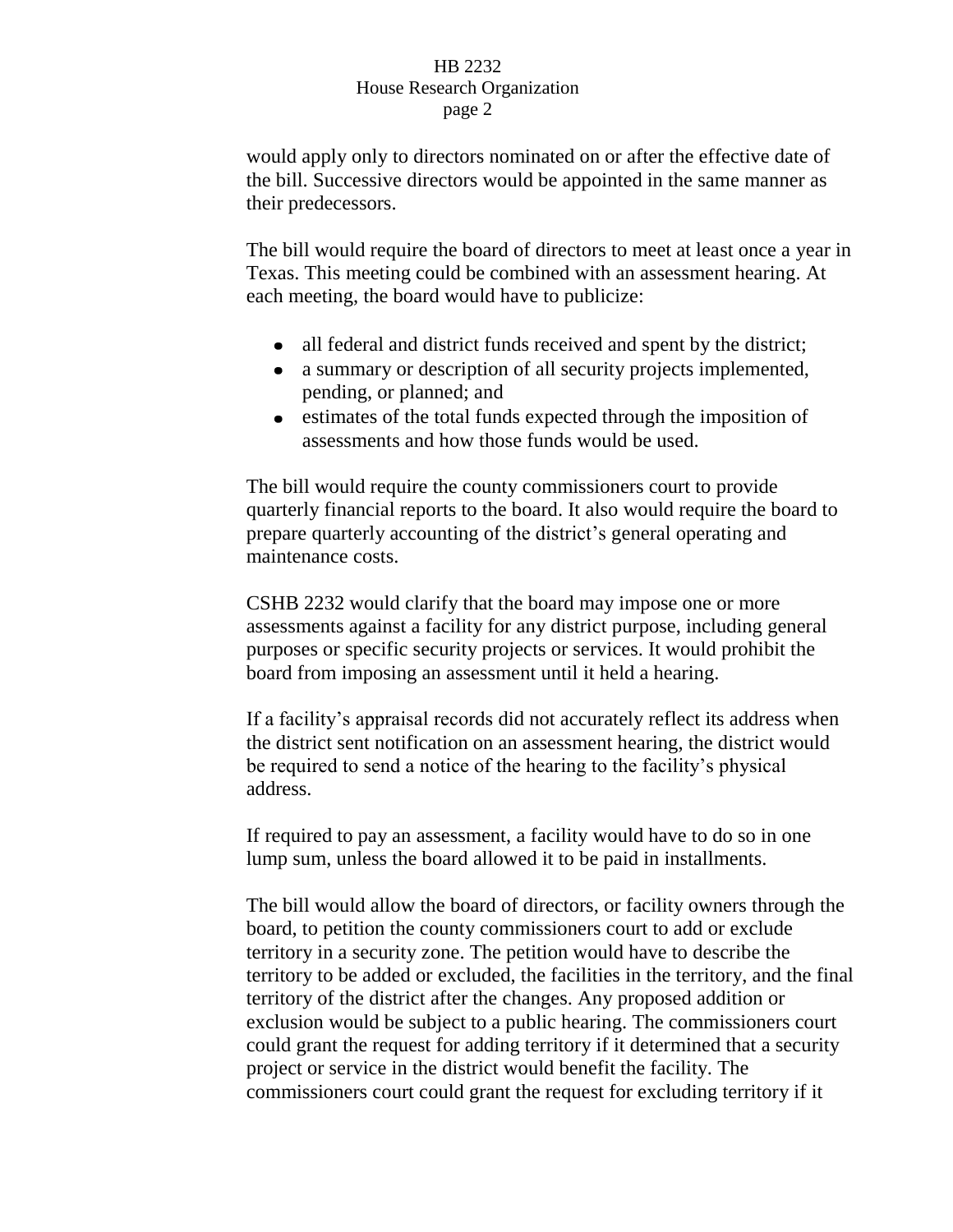would apply only to directors nominated on or after the effective date of the bill. Successive directors would be appointed in the same manner as their predecessors.

The bill would require the board of directors to meet at least once a year in Texas. This meeting could be combined with an assessment hearing. At each meeting, the board would have to publicize:

- all federal and district funds received and spent by the district;
- a summary or description of all security projects implemented, pending, or planned; and
- estimates of the total funds expected through the imposition of assessments and how those funds would be used.

The bill would require the county commissioners court to provide quarterly financial reports to the board. It also would require the board to prepare quarterly accounting of the district's general operating and maintenance costs.

CSHB 2232 would clarify that the board may impose one or more assessments against a facility for any district purpose, including general purposes or specific security projects or services. It would prohibit the board from imposing an assessment until it held a hearing.

If a facility's appraisal records did not accurately reflect its address when the district sent notification on an assessment hearing, the district would be required to send a notice of the hearing to the facility's physical address.

If required to pay an assessment, a facility would have to do so in one lump sum, unless the board allowed it to be paid in installments.

The bill would allow the board of directors, or facility owners through the board, to petition the county commissioners court to add or exclude territory in a security zone. The petition would have to describe the territory to be added or excluded, the facilities in the territory, and the final territory of the district after the changes. Any proposed addition or exclusion would be subject to a public hearing. The commissioners court could grant the request for adding territory if it determined that a security project or service in the district would benefit the facility. The commissioners court could grant the request for excluding territory if it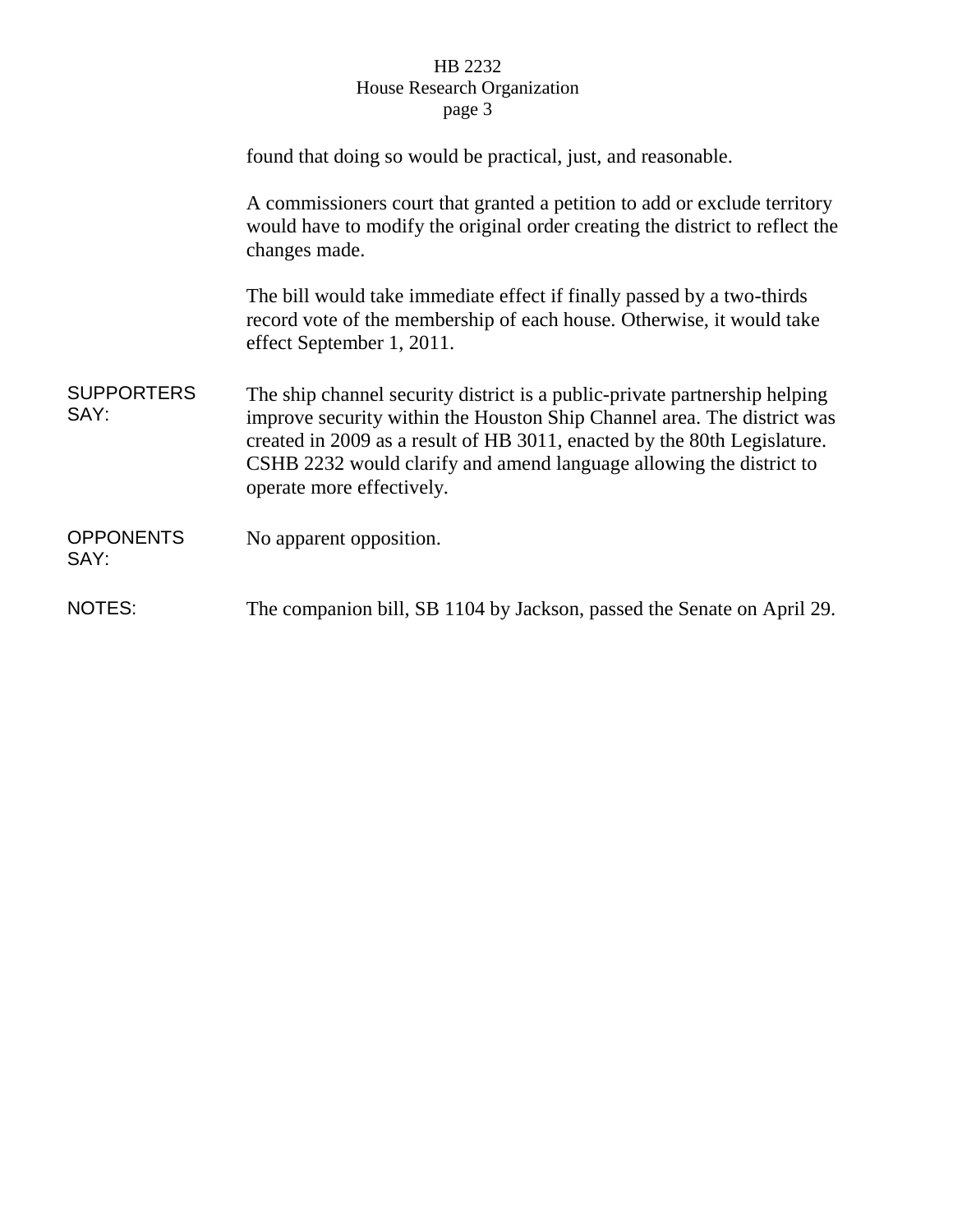found that doing so would be practical, just, and reasonable.

A commissioners court that granted a petition to add or exclude territory would have to modify the original order creating the district to reflect the changes made.

The bill would take immediate effect if finally passed by a two-thirds record vote of the membership of each house. Otherwise, it would take effect September 1, 2011.

**SUPPORTERS SAY:**

The ship channel security district is a public-private partnership helping improve security within the Houston Ship Channel area. The district was created in 2009 as a result of HB 3011, enacted by the 80th Legislature. CSHB 2232 would clarify and amend language allowing the district to operate more effectively.

**OPPONENTS SAY:**

No apparent opposition.

**NOTES:**

The companion bill, SB 1104 by Jackson, passed the Senate on April 29.